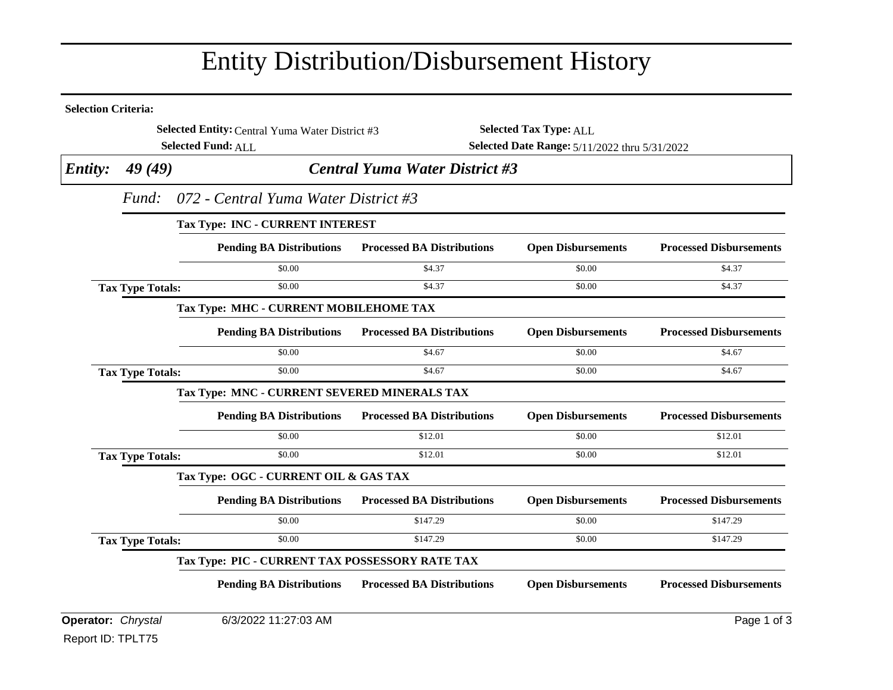# Entity Distribution/Disbursement History

**Selection Criteria:**

**Selected Entity:** Central Yuma Water District #3
**Selected Tax Type:** ALL
**Selected Fund:** ALL
**Selected Date Range:** 5/11/2022 thru 5/31/2022

***Entity: 49 (49)*** ***Central Yuma Water District #3***

*Fund: 072 - Central Yuma Water District #3*

**Tax Type: INC - CURRENT INTEREST**

| | Pending BA Distributions | Processed BA Distributions | Open Disbursements | Processed Disbursements |
|---|---|---|---|---|
| | $0.00 | $4.37 | $0.00 | $4.37 |
| **Tax Type Totals:** | $0.00 | $4.37 | $0.00 | $4.37 |

**Tax Type: MHC - CURRENT MOBILEHOME TAX**

| | Pending BA Distributions | Processed BA Distributions | Open Disbursements | Processed Disbursements |
|---|---|---|---|---|
| | $0.00 | $4.67 | $0.00 | $4.67 |
| **Tax Type Totals:** | $0.00 | $4.67 | $0.00 | $4.67 |

**Tax Type: MNC - CURRENT SEVERED MINERALS TAX**

| | Pending BA Distributions | Processed BA Distributions | Open Disbursements | Processed Disbursements |
|---|---|---|---|---|
| | $0.00 | $12.01 | $0.00 | $12.01 |
| **Tax Type Totals:** | $0.00 | $12.01 | $0.00 | $12.01 |

**Tax Type: OGC - CURRENT OIL & GAS TAX**

| | Pending BA Distributions | Processed BA Distributions | Open Disbursements | Processed Disbursements |
|---|---|---|---|---|
| | $0.00 | $147.29 | $0.00 | $147.29 |
| **Tax Type Totals:** | $0.00 | $147.29 | $0.00 | $147.29 |

**Tax Type: PIC - CURRENT TAX POSSESSORY RATE TAX**

| | Pending BA Distributions | Processed BA Distributions | Open Disbursements | Processed Disbursements |
|---|---|---|---|---|

**Operator:** *Chrystal* 6/3/2022 11:27:03 AM

Report ID: TPLT75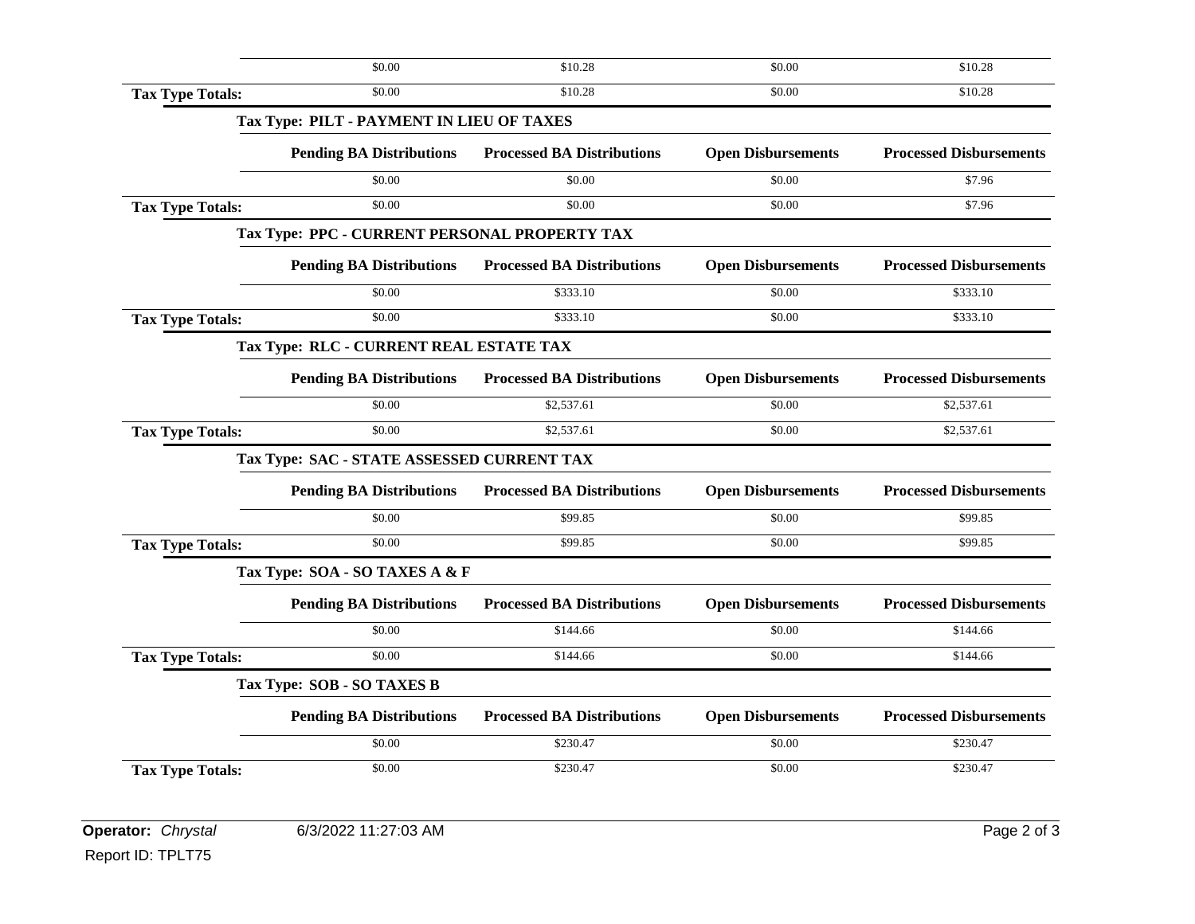| | Pending BA Distributions | Processed BA Distributions | Open Disbursements | Processed Disbursements |
|---|---|---|---|---|
| | $0.00 | $10.28 | $0.00 | $10.28 |
| **Tax Type Totals:** | $0.00 | $10.28 | $0.00 | $10.28 |

**Tax Type: PILT - PAYMENT IN LIEU OF TAXES**

| | Pending BA Distributions | Processed BA Distributions | Open Disbursements | Processed Disbursements |
|---|---|---|---|---|
| | $0.00 | $0.00 | $0.00 | $7.96 |
| **Tax Type Totals:** | $0.00 | $0.00 | $0.00 | $7.96 |

**Tax Type: PPC - CURRENT PERSONAL PROPERTY TAX**

| | Pending BA Distributions | Processed BA Distributions | Open Disbursements | Processed Disbursements |
|---|---|---|---|---|
| | $0.00 | $333.10 | $0.00 | $333.10 |
| **Tax Type Totals:** | $0.00 | $333.10 | $0.00 | $333.10 |

**Tax Type: RLC - CURRENT REAL ESTATE TAX**

| | Pending BA Distributions | Processed BA Distributions | Open Disbursements | Processed Disbursements |
|---|---|---|---|---|
| | $0.00 | $2,537.61 | $0.00 | $2,537.61 |
| **Tax Type Totals:** | $0.00 | $2,537.61 | $0.00 | $2,537.61 |

**Tax Type: SAC - STATE ASSESSED CURRENT TAX**

| | Pending BA Distributions | Processed BA Distributions | Open Disbursements | Processed Disbursements |
|---|---|---|---|---|
| | $0.00 | $99.85 | $0.00 | $99.85 |
| **Tax Type Totals:** | $0.00 | $99.85 | $0.00 | $99.85 |

**Tax Type: SOA - SO TAXES A & F**

| | Pending BA Distributions | Processed BA Distributions | Open Disbursements | Processed Disbursements |
|---|---|---|---|---|
| | $0.00 | $144.66 | $0.00 | $144.66 |
| **Tax Type Totals:** | $0.00 | $144.66 | $0.00 | $144.66 |

**Tax Type: SOB - SO TAXES B**

| | Pending BA Distributions | Processed BA Distributions | Open Disbursements | Processed Disbursements |
|---|---|---|---|---|
| | $0.00 | $230.47 | $0.00 | $230.47 |
| **Tax Type Totals:** | $0.00 | $230.47 | $0.00 | $230.47 |

**Operator:** *Chrystal* 6/3/2022 11:27:03 AM

Report ID: TPLT75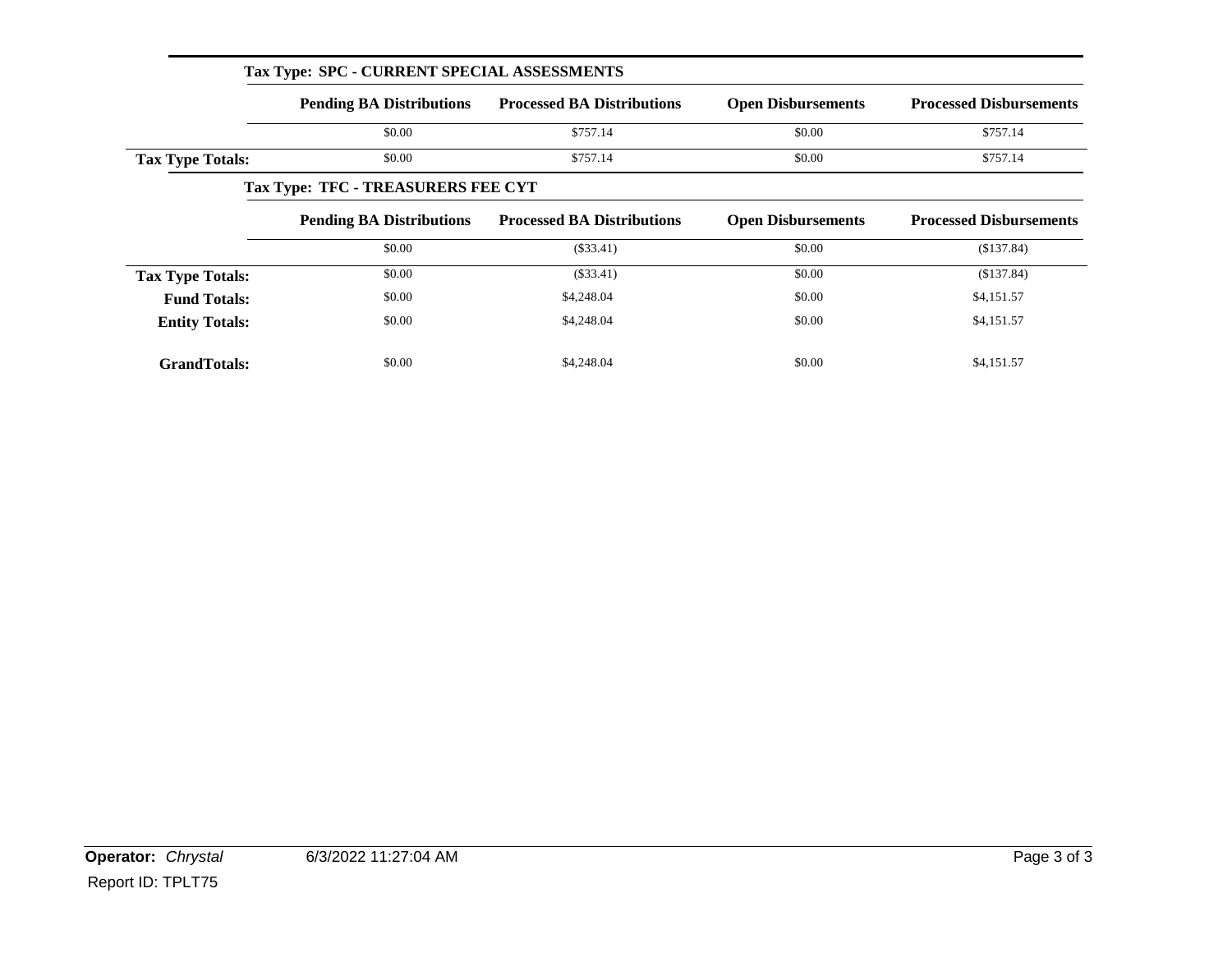**Tax Type: SPC - CURRENT SPECIAL ASSESSMENTS**

| | Pending BA Distributions | Processed BA Distributions | Open Disbursements | Processed Disbursements |
|---|---|---|---|---|
| | $0.00 | $757.14 | $0.00 | $757.14 |
| **Tax Type Totals:** | $0.00 | $757.14 | $0.00 | $757.14 |

**Tax Type: TFC - TREASURERS FEE CYT**

| | Pending BA Distributions | Processed BA Distributions | Open Disbursements | Processed Disbursements |
|---|---|---|---|---|
| | $0.00 | ($33.41) | $0.00 | ($137.84) |
| **Tax Type Totals:** | $0.00 | ($33.41) | $0.00 | ($137.84) |
| **Fund Totals:** | $0.00 | $4,248.04 | $0.00 | $4,151.57 |
| **Entity Totals:** | $0.00 | $4,248.04 | $0.00 | $4,151.57 |
| **GrandTotals:** | $0.00 | $4,248.04 | $0.00 | $4,151.57 |

**Operator:** *Chrystal* 6/3/2022 11:27:04 AM

Report ID: TPLT75